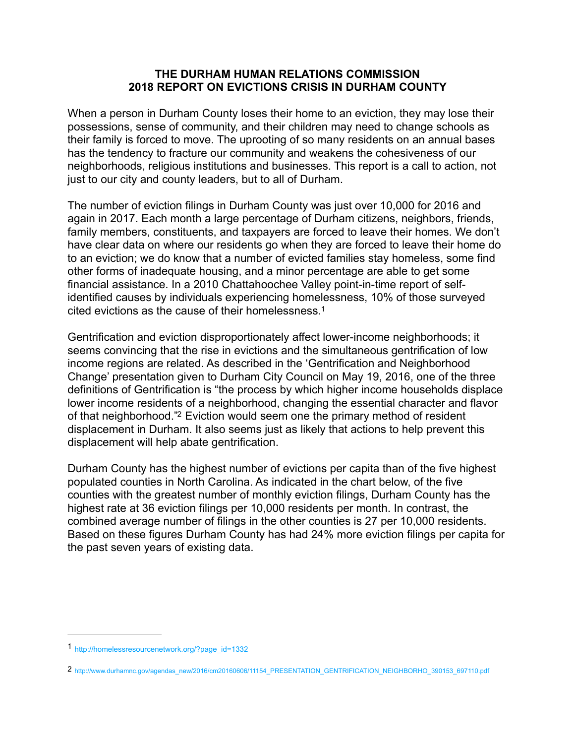# THE DURHAM HUMAN RELATIONS COMMISSION
# 2018 REPORT ON EVICTIONS CRISIS IN DURHAM COUNTY

When a person in Durham County loses their home to an eviction, they may lose their possessions, sense of community, and their children may need to change schools as their family is forced to move. The uprooting of so many residents on an annual bases has the tendency to fracture our community and weakens the cohesiveness of our neighborhoods, religious institutions and businesses. This report is a call to action, not just to our city and county leaders, but to all of Durham.

The number of eviction filings in Durham County was just over 10,000 for 2016 and again in 2017. Each month a large percentage of Durham citizens, neighbors, friends, family members, constituents, and taxpayers are forced to leave their homes. We don't have clear data on where our residents go when they are forced to leave their home do to an eviction; we do know that a number of evicted families stay homeless, some find other forms of inadequate housing, and a minor percentage are able to get some financial assistance. In a 2010 Chattahoochee Valley point-in-time report of self-identified causes by individuals experiencing homelessness, 10% of those surveyed cited evictions as the cause of their homelessness.[1]

Gentrification and eviction disproportionately affect lower-income neighborhoods; it seems convincing that the rise in evictions and the simultaneous gentrification of low income regions are related. As described in the 'Gentrification and Neighborhood Change' presentation given to Durham City Council on May 19, 2016, one of the three definitions of Gentrification is "the process by which higher income households displace lower income residents of a neighborhood, changing the essential character and flavor of that neighborhood."[2] Eviction would seem one the primary method of resident displacement in Durham. It also seems just as likely that actions to help prevent this displacement will help abate gentrification.

Durham County has the highest number of evictions per capita than of the five highest populated counties in North Carolina. As indicated in the chart below, of the five counties with the greatest number of monthly eviction filings, Durham County has the highest rate at 36 eviction filings per 10,000 residents per month. In contrast, the combined average number of filings in the other counties is 27 per 10,000 residents. Based on these figures Durham County has had 24% more eviction filings per capita for the past seven years of existing data.

---

[1] http://homelessresourcenetwork.org/?page_id=1332

[2] http://www.durhamnc.gov/agendas_new/2016/cm20160606/11154_PRESENTATION_GENTRIFICATION_NEIGHBORHO_390153_697110.pdf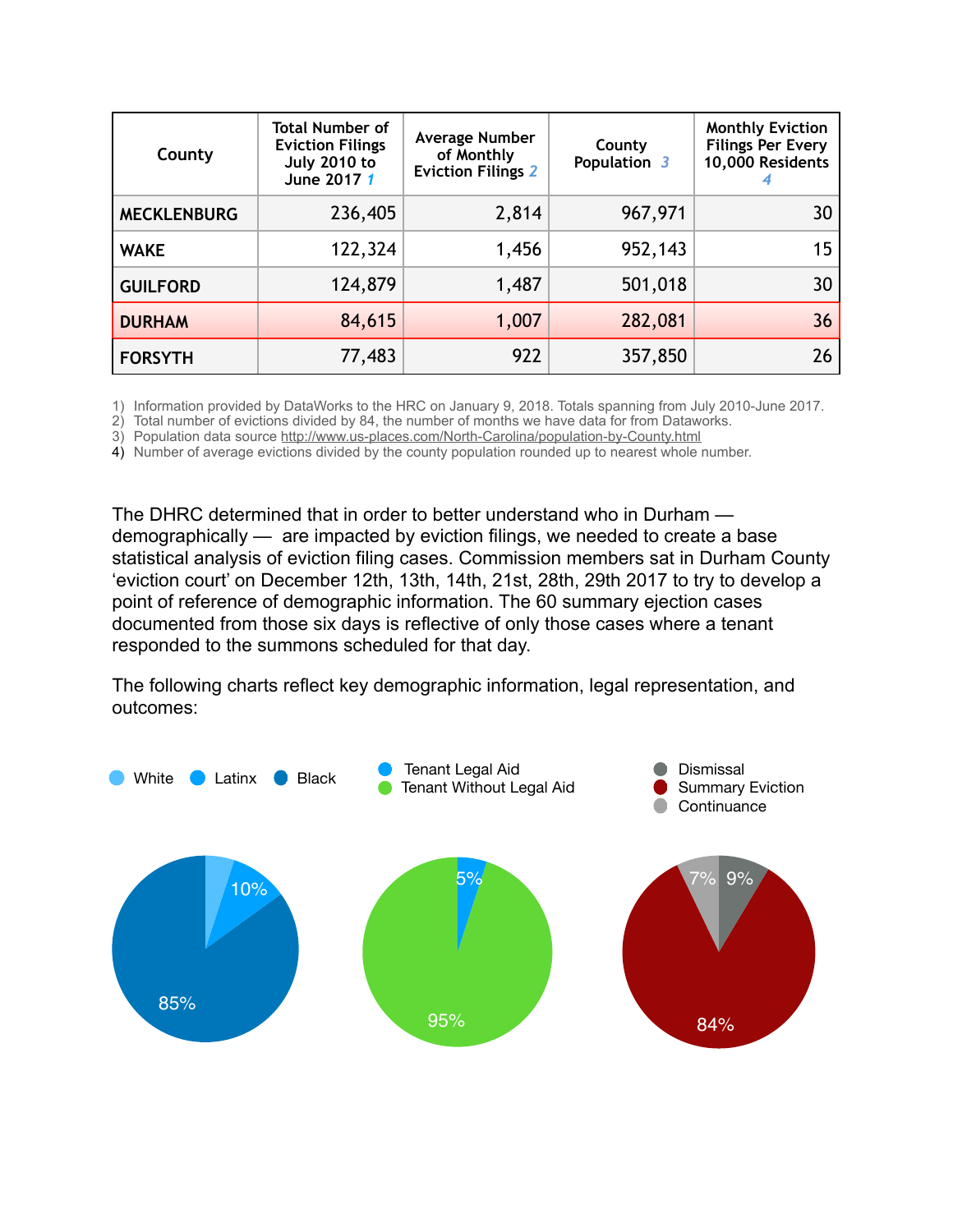| County | Total Number of Eviction Filings July 2010 to June 2017 1 | Average Number of Monthly Eviction Filings 2 | County Population 3 | Monthly Eviction Filings Per Every 10,000 Residents 4 |
|---|---|---|---|---|
| **MECKLENBURG** | 236,405 | 2,814 | 967,971 | 30 |
| **WAKE** | 122,324 | 1,456 | 952,143 | 15 |
| **GUILFORD** | 124,879 | 1,487 | 501,018 | 30 |
| **DURHAM** | 84,615 | 1,007 | 282,081 | 36 |
| **FORSYTH** | 77,483 | 922 | 357,850 | 26 |

1) Information provided by DataWorks to the HRC on January 9, 2018. Totals spanning from July 2010-June 2017.
2) Total number of evictions divided by 84, the number of months we have data for from Dataworks.
3) Population data source http://www.us-places.com/North-Carolina/population-by-County.html
4) Number of average evictions divided by the county population rounded up to nearest whole number.

The DHRC determined that in order to better understand who in Durham — demographically — are impacted by eviction filings, we needed to create a base statistical analysis of eviction filing cases. Commission members sat in Durham County 'eviction court' on December 12th, 13th, 14th, 21st, 28th, 29th 2017 to try to develop a point of reference of demographic information. The 60 summary ejection cases documented from those six days is reflective of only those cases where a tenant responded to the summons scheduled for that day.

The following charts reflect key demographic information, legal representation, and outcomes:

White, Latinx, Black: 10%, 85%

Tenant Legal Aid, Tenant Without Legal Aid: 5%, 95%

Dismissal, Summary Eviction, Continuance: 9%, 84%, 7%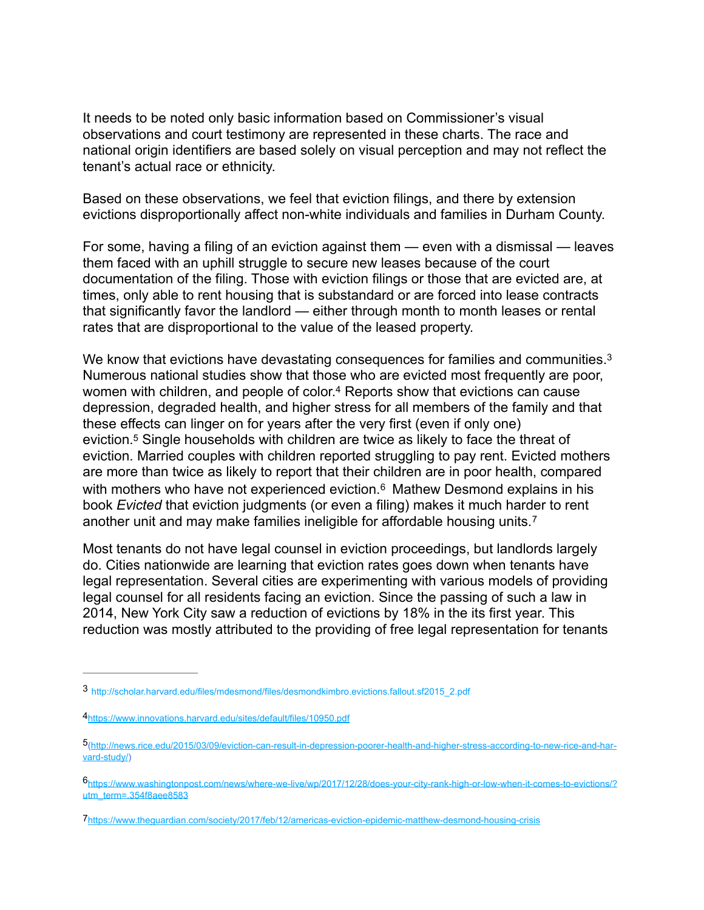It needs to be noted only basic information based on Commissioner's visual observations and court testimony are represented in these charts. The race and national origin identifiers are based solely on visual perception and may not reflect the tenant's actual race or ethnicity.

Based on these observations, we feel that eviction filings, and there by extension evictions disproportionally affect non-white individuals and families in Durham County.

For some, having a filing of an eviction against them — even with a dismissal — leaves them faced with an uphill struggle to secure new leases because of the court documentation of the filing. Those with eviction filings or those that are evicted are, at times, only able to rent housing that is substandard or are forced into lease contracts that significantly favor the landlord — either through month to month leases or rental rates that are disproportional to the value of the leased property.

We know that evictions have devastating consequences for families and communities.[3] Numerous national studies show that those who are evicted most frequently are poor, women with children, and people of color.[4] Reports show that evictions can cause depression, degraded health, and higher stress for all members of the family and that these effects can linger on for years after the very first (even if only one) eviction.[5] Single households with children are twice as likely to face the threat of eviction. Married couples with children reported struggling to pay rent. Evicted mothers are more than twice as likely to report that their children are in poor health, compared with mothers who have not experienced eviction.[6] Mathew Desmond explains in his book *Evicted* that eviction judgments (or even a filing) makes it much harder to rent another unit and may make families ineligible for affordable housing units.[7]

Most tenants do not have legal counsel in eviction proceedings, but landlords largely do. Cities nationwide are learning that eviction rates goes down when tenants have legal representation. Several cities are experimenting with various models of providing legal counsel for all residents facing an eviction. Since the passing of such a law in 2014, New York City saw a reduction of evictions by 18% in the its first year. This reduction was mostly attributed to the providing of free legal representation for tenants

---

[3] http://scholar.harvard.edu/files/mdesmond/files/desmondkimbro.evictions.fallout.sf2015_2.pdf

[4] https://www.innovations.harvard.edu/sites/default/files/10950.pdf

[5] (http://news.rice.edu/2015/03/09/eviction-can-result-in-depression-poorer-health-and-higher-stress-according-to-new-rice-and-harvard-study/)

[6] https://www.washingtonpost.com/news/where-we-live/wp/2017/12/28/does-your-city-rank-high-or-low-when-it-comes-to-evictions/?utm_term=.354f8aee8583

[7] https://www.theguardian.com/society/2017/feb/12/americas-eviction-epidemic-matthew-desmond-housing-crisis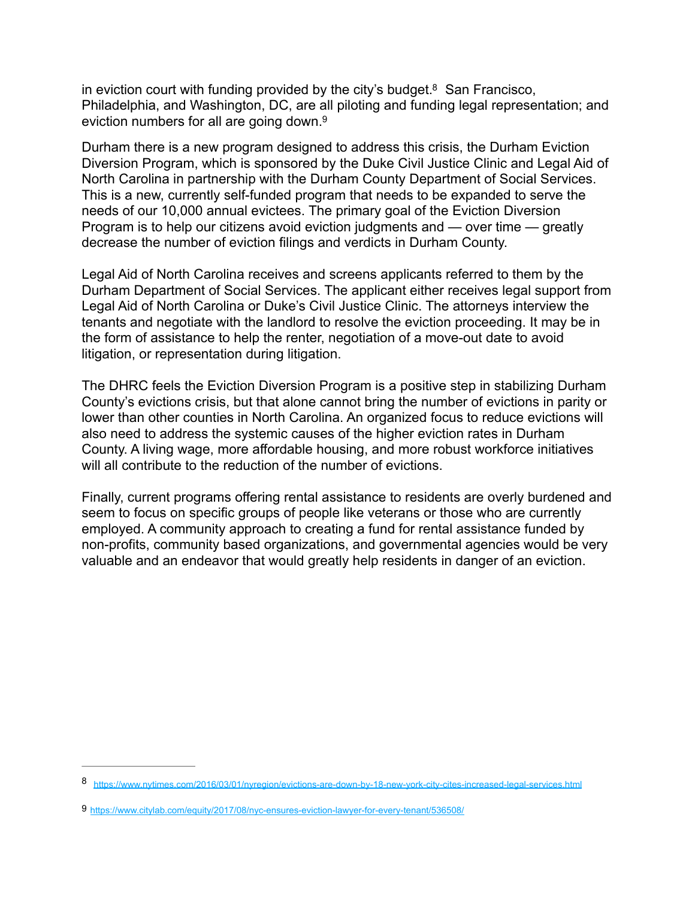in eviction court with funding provided by the city's budget.[8] San Francisco, Philadelphia, and Washington, DC, are all piloting and funding legal representation; and eviction numbers for all are going down.[9]

Durham there is a new program designed to address this crisis, the Durham Eviction Diversion Program, which is sponsored by the Duke Civil Justice Clinic and Legal Aid of North Carolina in partnership with the Durham County Department of Social Services. This is a new, currently self-funded program that needs to be expanded to serve the needs of our 10,000 annual evictees. The primary goal of the Eviction Diversion Program is to help our citizens avoid eviction judgments and — over time — greatly decrease the number of eviction filings and verdicts in Durham County.

Legal Aid of North Carolina receives and screens applicants referred to them by the Durham Department of Social Services. The applicant either receives legal support from Legal Aid of North Carolina or Duke's Civil Justice Clinic. The attorneys interview the tenants and negotiate with the landlord to resolve the eviction proceeding. It may be in the form of assistance to help the renter, negotiation of a move-out date to avoid litigation, or representation during litigation.

The DHRC feels the Eviction Diversion Program is a positive step in stabilizing Durham County's evictions crisis, but that alone cannot bring the number of evictions in parity or lower than other counties in North Carolina. An organized focus to reduce evictions will also need to address the systemic causes of the higher eviction rates in Durham County. A living wage, more affordable housing, and more robust workforce initiatives will all contribute to the reduction of the number of evictions.

Finally, current programs offering rental assistance to residents are overly burdened and seem to focus on specific groups of people like veterans or those who are currently employed. A community approach to creating a fund for rental assistance funded by non-profits, community based organizations, and governmental agencies would be very valuable and an endeavor that would greatly help residents in danger of an eviction.

---

[8] https://www.nytimes.com/2016/03/01/nyregion/evictions-are-down-by-18-new-york-city-cites-increased-legal-services.html

[9] https://www.citylab.com/equity/2017/08/nyc-ensures-eviction-lawyer-for-every-tenant/536508/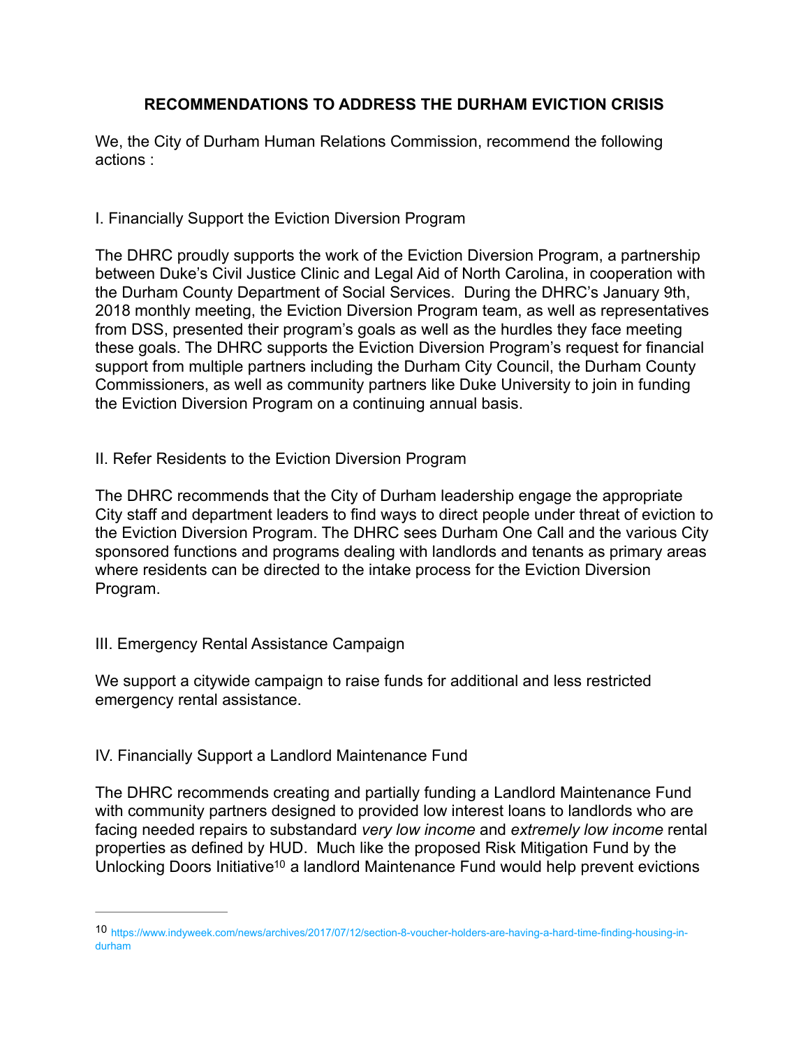## RECOMMENDATIONS TO ADDRESS THE DURHAM EVICTION CRISIS

We, the City of Durham Human Relations Commission, recommend the following actions :

### I. Financially Support the Eviction Diversion Program

The DHRC proudly supports the work of the Eviction Diversion Program, a partnership between Duke's Civil Justice Clinic and Legal Aid of North Carolina, in cooperation with the Durham County Department of Social Services. During the DHRC's January 9th, 2018 monthly meeting, the Eviction Diversion Program team, as well as representatives from DSS, presented their program's goals as well as the hurdles they face meeting these goals. The DHRC supports the Eviction Diversion Program's request for financial support from multiple partners including the Durham City Council, the Durham County Commissioners, as well as community partners like Duke University to join in funding the Eviction Diversion Program on a continuing annual basis.

### II. Refer Residents to the Eviction Diversion Program

The DHRC recommends that the City of Durham leadership engage the appropriate City staff and department leaders to find ways to direct people under threat of eviction to the Eviction Diversion Program. The DHRC sees Durham One Call and the various City sponsored functions and programs dealing with landlords and tenants as primary areas where residents can be directed to the intake process for the Eviction Diversion Program.

### III. Emergency Rental Assistance Campaign

We support a citywide campaign to raise funds for additional and less restricted emergency rental assistance.

### IV. Financially Support a Landlord Maintenance Fund

The DHRC recommends creating and partially funding a Landlord Maintenance Fund with community partners designed to provided low interest loans to landlords who are facing needed repairs to substandard *very low income* and *extremely low income* rental properties as defined by HUD. Much like the proposed Risk Mitigation Fund by the Unlocking Doors Initiative[10] a landlord Maintenance Fund would help prevent evictions

---

[10] https://www.indyweek.com/news/archives/2017/07/12/section-8-voucher-holders-are-having-a-hard-time-finding-housing-in-durham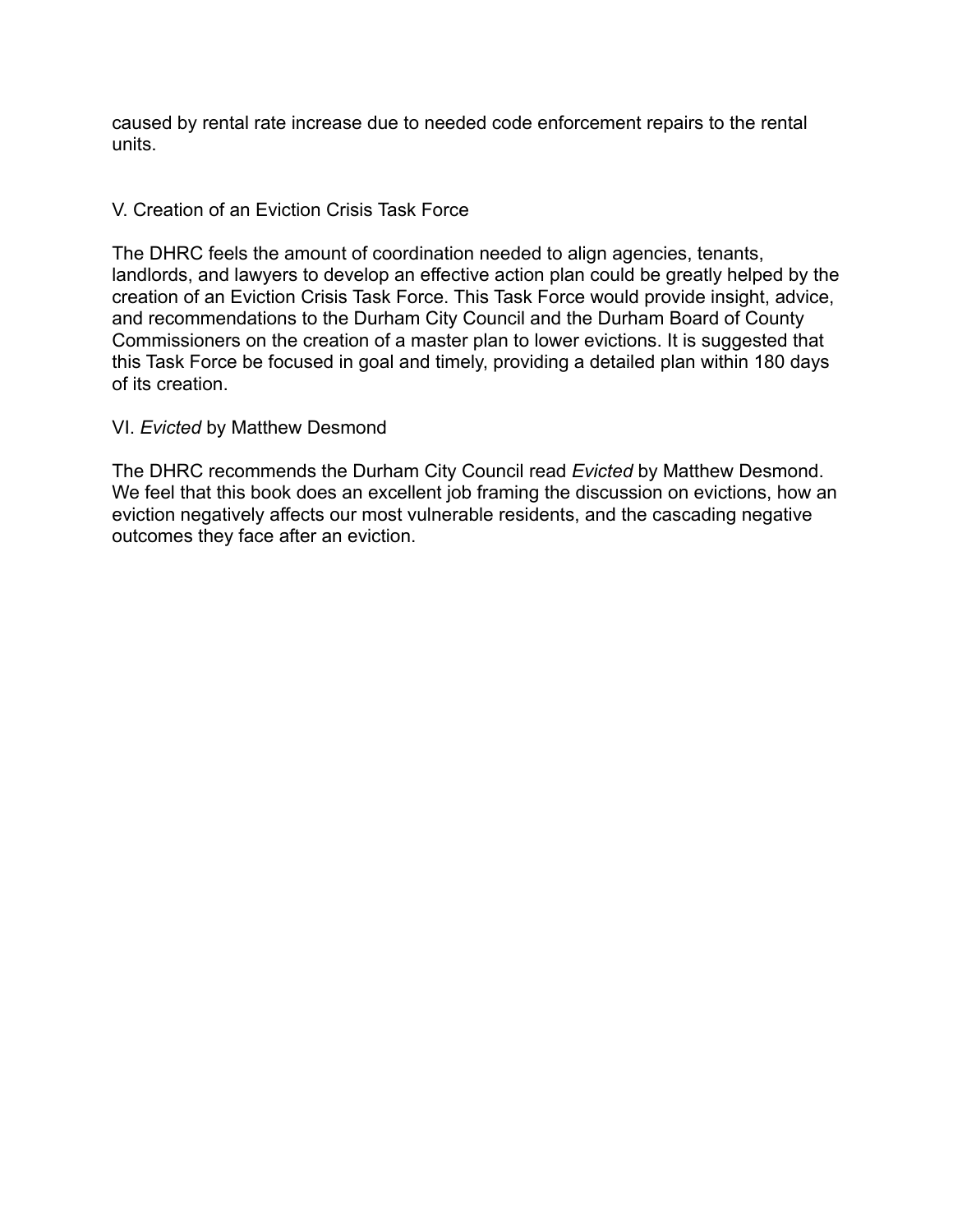caused by rental rate increase due to needed code enforcement repairs to the rental units.

## V. Creation of an Eviction Crisis Task Force

The DHRC feels the amount of coordination needed to align agencies, tenants, landlords, and lawyers to develop an effective action plan could be greatly helped by the creation of an Eviction Crisis Task Force. This Task Force would provide insight, advice, and recommendations to the Durham City Council and the Durham Board of County Commissioners on the creation of a master plan to lower evictions. It is suggested that this Task Force be focused in goal and timely, providing a detailed plan within 180 days of its creation.

## VI. *Evicted* by Matthew Desmond

The DHRC recommends the Durham City Council read *Evicted* by Matthew Desmond. We feel that this book does an excellent job framing the discussion on evictions, how an eviction negatively affects our most vulnerable residents, and the cascading negative outcomes they face after an eviction.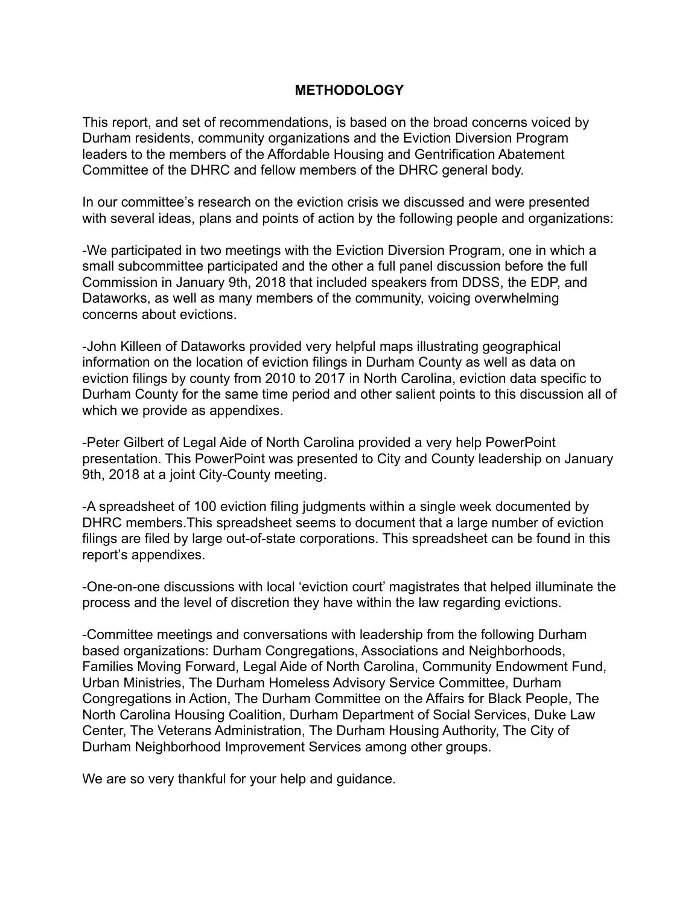## METHODOLOGY

This report, and set of recommendations, is based on the broad concerns voiced by Durham residents, community organizations and the Eviction Diversion Program leaders to the members of the Affordable Housing and Gentrification Abatement Committee of the DHRC and fellow members of the DHRC general body.

In our committee's research on the eviction crisis we discussed and were presented with several ideas, plans and points of action by the following people and organizations:

-We participated in two meetings with the Eviction Diversion Program, one in which a small subcommittee participated and the other a full panel discussion before the full Commission in January 9th, 2018 that included speakers from DDSS, the EDP, and Dataworks, as well as many members of the community, voicing overwhelming concerns about evictions.

-John Killeen of Dataworks provided very helpful maps illustrating geographical information on the location of eviction filings in Durham County as well as data on eviction filings by county from 2010 to 2017 in North Carolina, eviction data specific to Durham County for the same time period and other salient points to this discussion all of which we provide as appendixes.

-Peter Gilbert of Legal Aide of North Carolina provided a very help PowerPoint presentation. This PowerPoint was presented to City and County leadership on January 9th, 2018 at a joint City-County meeting.

-A spreadsheet of 100 eviction filing judgments within a single week documented by DHRC members.This spreadsheet seems to document that a large number of eviction filings are filed by large out-of-state corporations. This spreadsheet can be found in this report's appendixes.

-One-on-one discussions with local 'eviction court' magistrates that helped illuminate the process and the level of discretion they have within the law regarding evictions.

-Committee meetings and conversations with leadership from the following Durham based organizations: Durham Congregations, Associations and Neighborhoods, Families Moving Forward, Legal Aide of North Carolina, Community Endowment Fund, Urban Ministries, The Durham Homeless Advisory Service Committee, Durham Congregations in Action, The Durham Committee on the Affairs for Black People, The North Carolina Housing Coalition, Durham Department of Social Services, Duke Law Center, The Veterans Administration, The Durham Housing Authority, The City of Durham Neighborhood Improvement Services among other groups.

We are so very thankful for your help and guidance.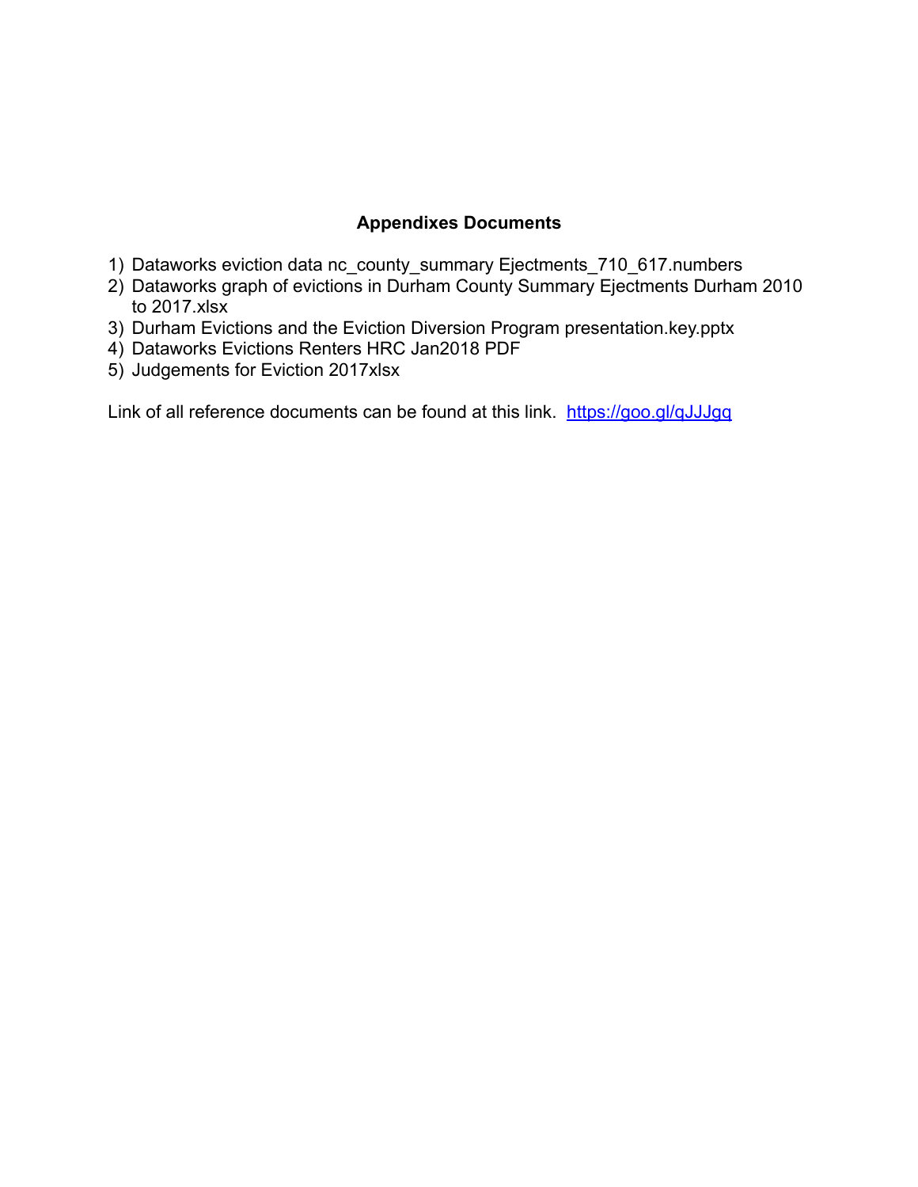## Appendixes Documents

1) Dataworks eviction data nc_county_summary Ejectments_710_617.numbers
2) Dataworks graph of evictions in Durham County Summary Ejectments Durham 2010 to 2017.xlsx
3) Durham Evictions and the Eviction Diversion Program presentation.key.pptx
4) Dataworks Evictions Renters HRC Jan2018 PDF
5) Judgements for Eviction 2017xlsx

Link of all reference documents can be found at this link. https://goo.gl/qJJJgq